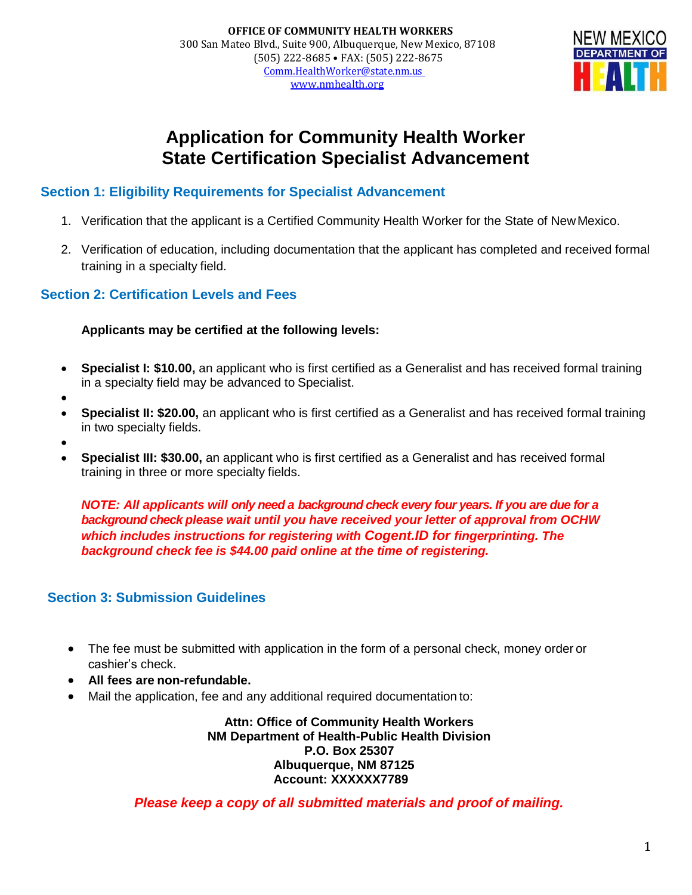**OFFICE OF COMMUNITY HEALTH WORKERS**
300 San Mateo Blvd., Suite 900, Albuquerque, New Mexico, 87108
(505) 222-8685 • FAX: (505) 222-8675
Comm.HealthWorker@state.nm.us
www.nmhealth.org

# Application for Community Health Worker State Certification Specialist Advancement

## Section 1: Eligibility Requirements for Specialist Advancement

1. Verification that the applicant is a Certified Community Health Worker for the State of New Mexico.
2. Verification of education, including documentation that the applicant has completed and received formal training in a specialty field.

## Section 2: Certification Levels and Fees

**Applicants may be certified at the following levels:**

- **Specialist I: $10.00,** an applicant who is first certified as a Generalist and has received formal training in a specialty field may be advanced to Specialist.
- **Specialist II: $20.00,** an applicant who is first certified as a Generalist and has received formal training in two specialty fields.
- **Specialist III: $30.00,** an applicant who is first certified as a Generalist and has received formal training in three or more specialty fields.

***NOTE: All applicants will only need a background check every four years. If you are due for a background check please wait until you have received your letter of approval from OCHW which includes instructions for registering with Cogent.ID for fingerprinting. The background check fee is $44.00 paid online at the time of registering.***

## Section 3: Submission Guidelines

- The fee must be submitted with application in the form of a personal check, money order or cashier's check.
- **All fees are non-refundable.**
- Mail the application, fee and any additional required documentation to:

**Attn: Office of Community Health Workers**
**NM Department of Health-Public Health Division**
**P.O. Box 25307**
**Albuquerque, NM 87125**
**Account: XXXXXX7789**

***Please keep a copy of all submitted materials and proof of mailing.***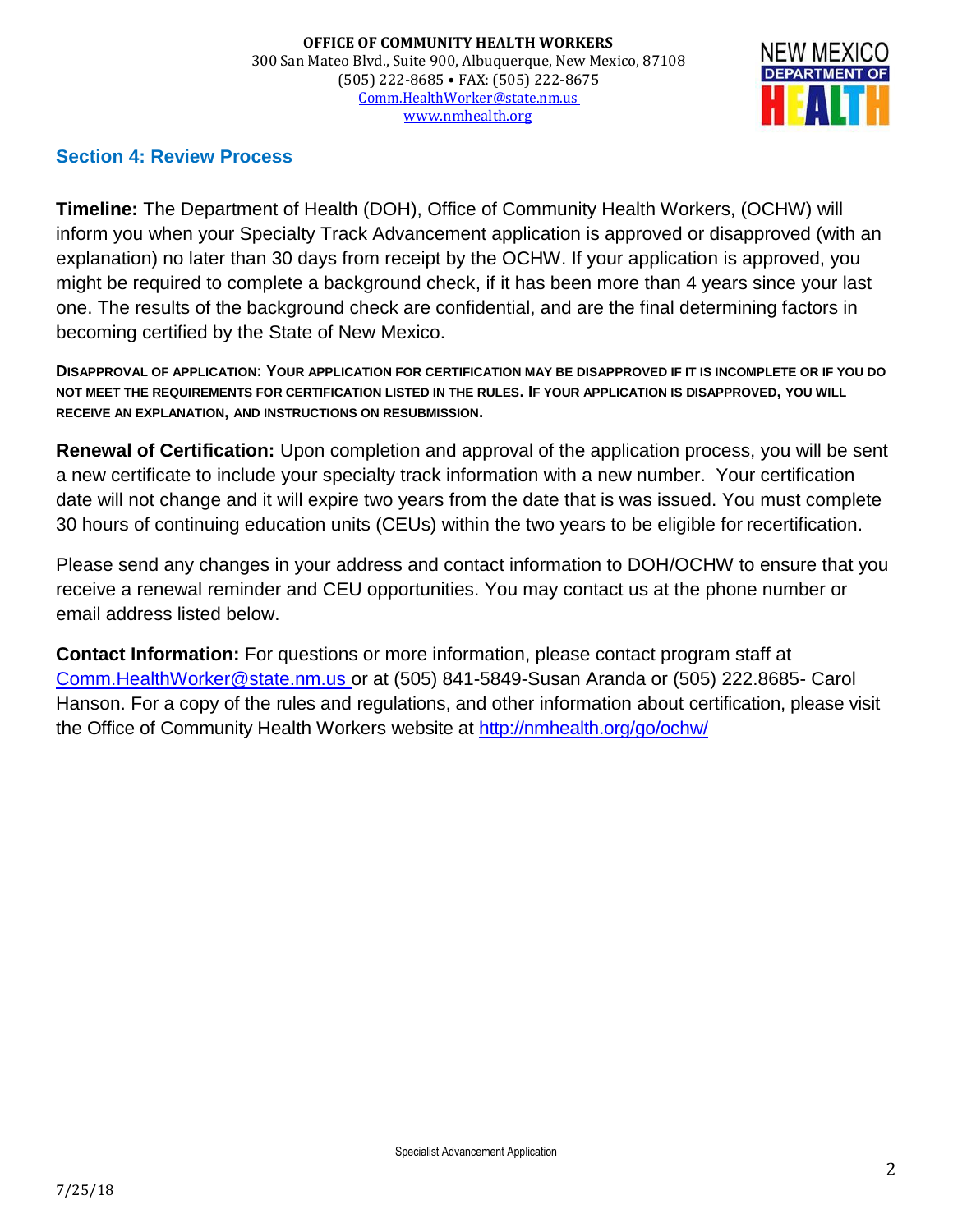## Section 4: Review Process

**Timeline:** The Department of Health (DOH), Office of Community Health Workers, (OCHW) will inform you when your Specialty Track Advancement application is approved or disapproved (with an explanation) no later than 30 days from receipt by the OCHW. If your application is approved, you might be required to complete a background check, if it has been more than 4 years since your last one. The results of the background check are confidential, and are the final determining factors in becoming certified by the State of New Mexico.

**DISAPPROVAL OF APPLICATION:** YOUR APPLICATION FOR CERTIFICATION MAY BE DISAPPROVED IF IT IS INCOMPLETE OR IF YOU DO NOT MEET THE REQUIREMENTS FOR CERTIFICATION LISTED IN THE RULES. IF YOUR APPLICATION IS DISAPPROVED, YOU WILL RECEIVE AN EXPLANATION, AND INSTRUCTIONS ON RESUBMISSION.

**Renewal of Certification:** Upon completion and approval of the application process, you will be sent a new certificate to include your specialty track information with a new number. Your certification date will not change and it will expire two years from the date that is was issued. You must complete 30 hours of continuing education units (CEUs) within the two years to be eligible for recertification.

Please send any changes in your address and contact information to DOH/OCHW to ensure that you receive a renewal reminder and CEU opportunities. You may contact us at the phone number or email address listed below.

**Contact Information:** For questions or more information, please contact program staff at Comm.HealthWorker@state.nm.us or at (505) 841-5849-Susan Aranda or (505) 222.8685- Carol Hanson. For a copy of the rules and regulations, and other information about certification, please visit the Office of Community Health Workers website at http://nmhealth.org/go/ochw/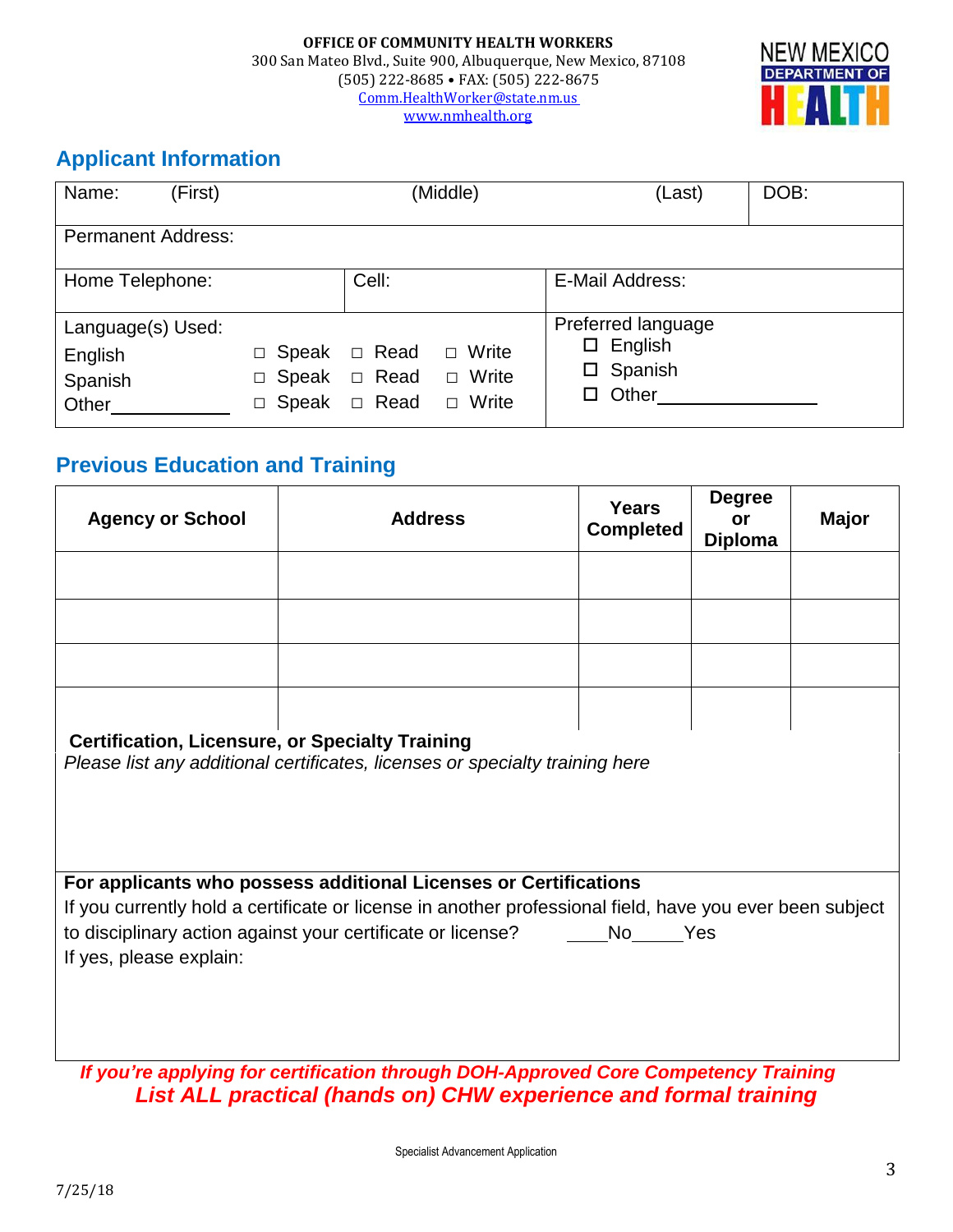**OFFICE OF COMMUNITY HEALTH WORKERS**
300 San Mateo Blvd., Suite 900, Albuquerque, New Mexico, 87108
(505) 222-8685 • FAX: (505) 222-8675
Comm.HealthWorker@state.nm.us
www.nmhealth.org

NEW MEXICO DEPARTMENT OF HEALTH

## Applicant Information

| Name: (First) | (Middle) | (Last) | DOB: |
|---|---|---|---|
| Permanent Address: | | | |
| Home Telephone: | Cell: | E-Mail Address: | |

Language(s) Used:

| | | | |
|---|---|---|---|
| English | □ Speak | □ Read | □ Write |
| Spanish | □ Speak | □ Read | □ Write |
| Other\_\_\_\_\_\_\_\_\_\_ | □ Speak | □ Read | □ Write |

Preferred language
- ☐ English
- ☐ Spanish
- ☐ Other\_\_\_\_\_\_\_\_\_\_\_\_\_\_

## Previous Education and Training

| Agency or School | Address | Years Completed | Degree or Diploma | Major |
|---|---|---|---|---|
| | | | | |
| | | | | |
| | | | | |
| | | | | |

**Certification, Licensure, or Specialty Training**
*Please list any additional certificates, licenses or specialty training here*

**For applicants who possess additional Licenses or Certifications**
If you currently hold a certificate or license in another professional field, have you ever been subject to disciplinary action against your certificate or license? \_\_\_\_No\_\_\_\_\_Yes
If yes, please explain:

***If you're applying for certification through DOH-Approved Core Competency Training***
***List ALL practical (hands on) CHW experience and formal training***

Specialist Advancement Application

7/25/18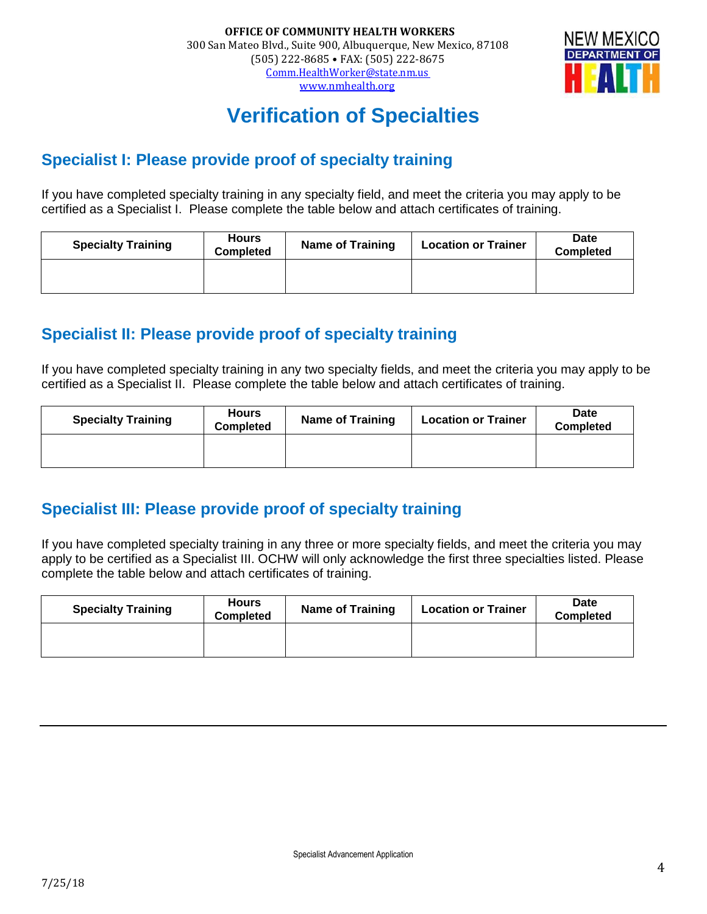OFFICE OF COMMUNITY HEALTH WORKERS
300 San Mateo Blvd., Suite 900, Albuquerque, New Mexico, 87108
(505) 222-8685 • FAX: (505) 222-8675
Comm.HealthWorker@state.nm.us
www.nmhealth.org

NEW MEXICO DEPARTMENT OF HEALTH

# Verification of Specialties

## Specialist I: Please provide proof of specialty training

If you have completed specialty training in any specialty field, and meet the criteria you may apply to be certified as a Specialist I. Please complete the table below and attach certificates of training.

| Specialty Training | Hours Completed | Name of Training | Location or Trainer | Date Completed |
|---|---|---|---|---|
| | | | | |

## Specialist II: Please provide proof of specialty training

If you have completed specialty training in any two specialty fields, and meet the criteria you may apply to be certified as a Specialist II. Please complete the table below and attach certificates of training.

| Specialty Training | Hours Completed | Name of Training | Location or Trainer | Date Completed |
|---|---|---|---|---|
| | | | | |

## Specialist III: Please provide proof of specialty training

If you have completed specialty training in any three or more specialty fields, and meet the criteria you may apply to be certified as a Specialist III. OCHW will only acknowledge the first three specialties listed. Please complete the table below and attach certificates of training.

| Specialty Training | Hours Completed | Name of Training | Location or Trainer | Date Completed |
|---|---|---|---|---|
| | | | | |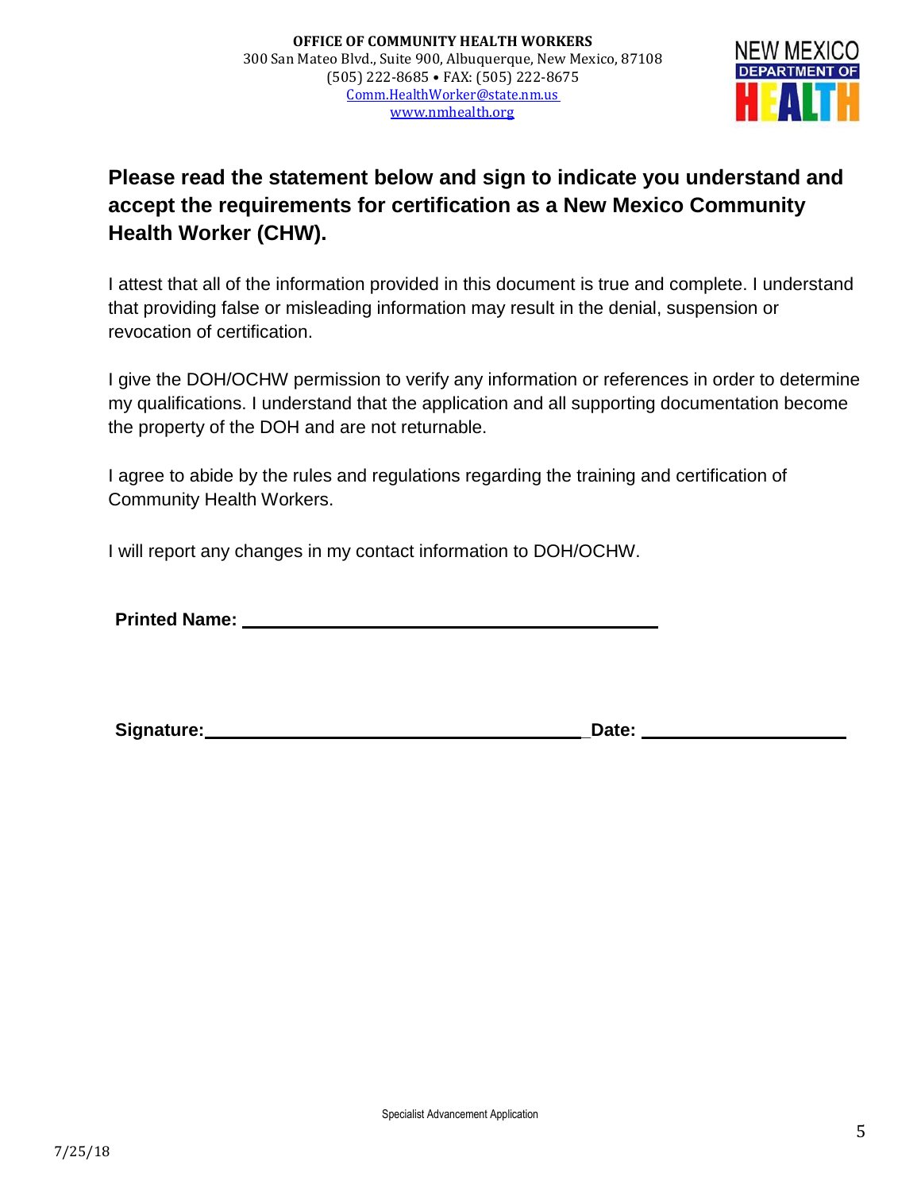**OFFICE OF COMMUNITY HEALTH WORKERS**
300 San Mateo Blvd., Suite 900, Albuquerque, New Mexico, 87108
(505) 222-8685 • FAX: (505) 222-8675
Comm.HealthWorker@state.nm.us
www.nmhealth.org

NEW MEXICO DEPARTMENT OF HEALTH

## Please read the statement below and sign to indicate you understand and accept the requirements for certification as a New Mexico Community Health Worker (CHW).

I attest that all of the information provided in this document is true and complete. I understand that providing false or misleading information may result in the denial, suspension or revocation of certification.

I give the DOH/OCHW permission to verify any information or references in order to determine my qualifications. I understand that the application and all supporting documentation become the property of the DOH and are not returnable.

I agree to abide by the rules and regulations regarding the training and certification of Community Health Workers.

I will report any changes in my contact information to DOH/OCHW.

**Printed Name:** ____________________________________________

**Signature:** ________________________________________ **Date:** ____________________

Specialist Advancement Application

7/25/18